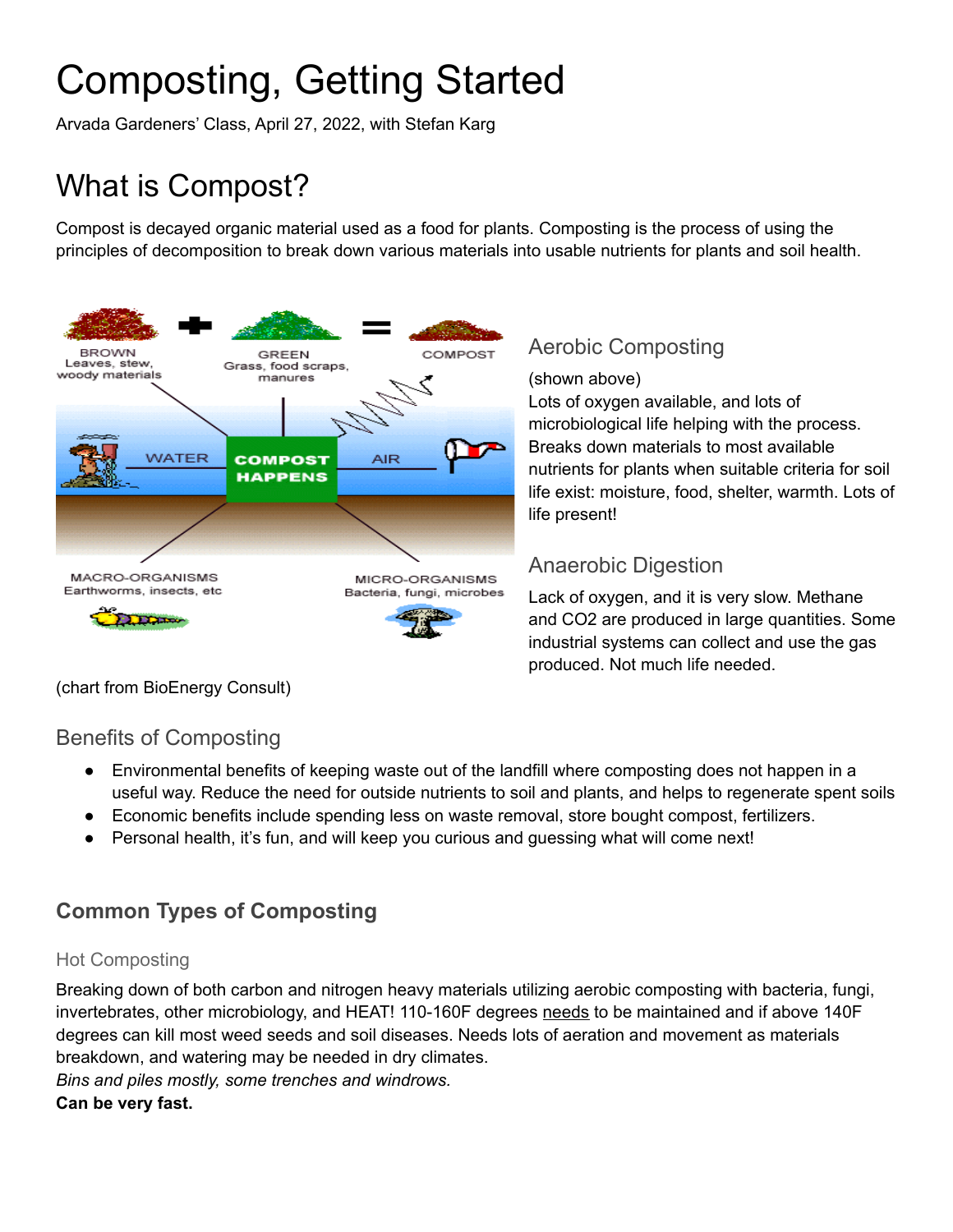# Composting, Getting Started

Arvada Gardeners' Class, April 27, 2022, with Stefan Karg

## What is Compost?

Compost is decayed organic material used as a food for plants. Composting is the process of using the principles of decomposition to break down various materials into usable nutrients for plants and soil health.

(chart from BioEnergy Consult)

### Aerobic Composting

(shown above)
Lots of oxygen available, and lots of microbiological life helping with the process. Breaks down materials to most available nutrients for plants when suitable criteria for soil life exist: moisture, food, shelter, warmth. Lots of life present!

### Anaerobic Digestion

Lack of oxygen, and it is very slow. Methane and CO2 are produced in large quantities. Some industrial systems can collect and use the gas produced. Not much life needed.

### Benefits of Composting

- Environmental benefits of keeping waste out of the landfill where composting does not happen in a useful way. Reduce the need for outside nutrients to soil and plants, and helps to regenerate spent soils
- Economic benefits include spending less on waste removal, store bought compost, fertilizers.
- Personal health, it's fun, and will keep you curious and guessing what will come next!

### Common Types of Composting

#### Hot Composting

Breaking down of both carbon and nitrogen heavy materials utilizing aerobic composting with bacteria, fungi, invertebrates, other microbiology, and HEAT! 110-160F degrees needs to be maintained and if above 140F degrees can kill most weed seeds and soil diseases. Needs lots of aeration and movement as materials breakdown, and watering may be needed in dry climates.
*Bins and piles mostly, some trenches and windrows.*
**Can be very fast.**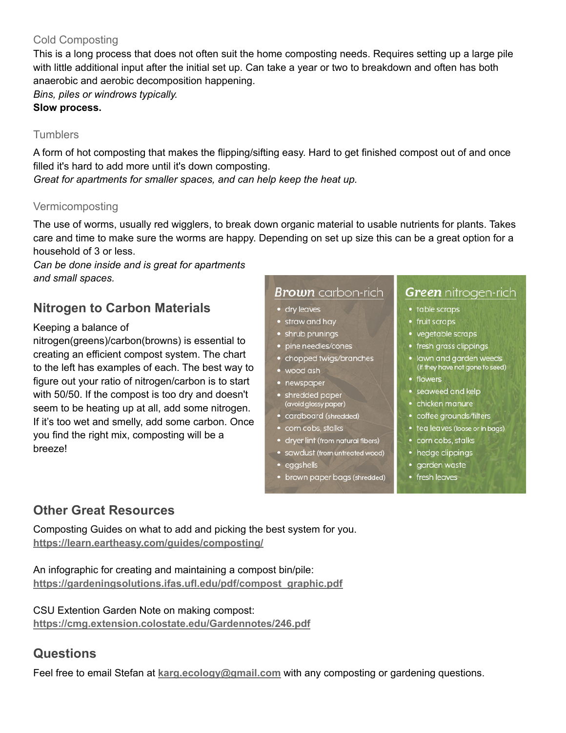### Cold Composting

This is a long process that does not often suit the home composting needs. Requires setting up a large pile with little additional input after the initial set up. Can take a year or two to breakdown and often has both anaerobic and aerobic decomposition happening.

*Bins, piles or windrows typically.*

**Slow process.**

### Tumblers

A form of hot composting that makes the flipping/sifting easy. Hard to get finished compost out of and once filled it's hard to add more until it's down composting.

*Great for apartments for smaller spaces, and can help keep the heat up.*

### Vermicomposting

The use of worms, usually red wigglers, to break down organic material to usable nutrients for plants. Takes care and time to make sure the worms are happy. Depending on set up size this can be a great option for a household of 3 or less.

*Can be done inside and is great for apartments and small spaces.*

## Nitrogen to Carbon Materials

Keeping a balance of nitrogen(greens)/carbon(browns) is essential to creating an efficient compost system. The chart to the left has examples of each. The best way to figure out your ratio of nitrogen/carbon is to start with 50/50. If the compost is too dry and doesn't seem to be heating up at all, add some nitrogen. If it's too wet and smelly, add some carbon. Once you find the right mix, composting will be a breeze!

**Brown** carbon-rich

- dry leaves
- straw and hay
- shrub prunings
- pine needles/cones
- chopped twigs/branches
- wood ash
- newspaper
- shredded paper (avoid glossy paper)
- cardboard (shredded)
- corn cobs, stalks
- dryer lint (from natural fibers)
- sawdust (from untreated wood)
- eggshells
- brown paper bags (shredded)

**Green** nitrogen-rich

- table scraps
- fruit scraps
- vegetable scraps
- fresh grass clippings
- lawn and garden weeds (if they have not gone to seed)
- flowers
- seaweed and kelp
- chicken manure
- coffee grounds/filters
- tea leaves (loose or in bags)
- corn cobs, stalks
- hedge clippings
- garden waste
- fresh leaves

## Other Great Resources

Composting Guides on what to add and picking the best system for you.
**https://learn.eartheasy.com/guides/composting/**

An infographic for creating and maintaining a compost bin/pile:
**https://gardeningsolutions.ifas.ufl.edu/pdf/compost_graphic.pdf**

CSU Extention Garden Note on making compost:
**https://cmg.extension.colostate.edu/Gardennotes/246.pdf**

## Questions

Feel free to email Stefan at **karg.ecology@gmail.com** with any composting or gardening questions.